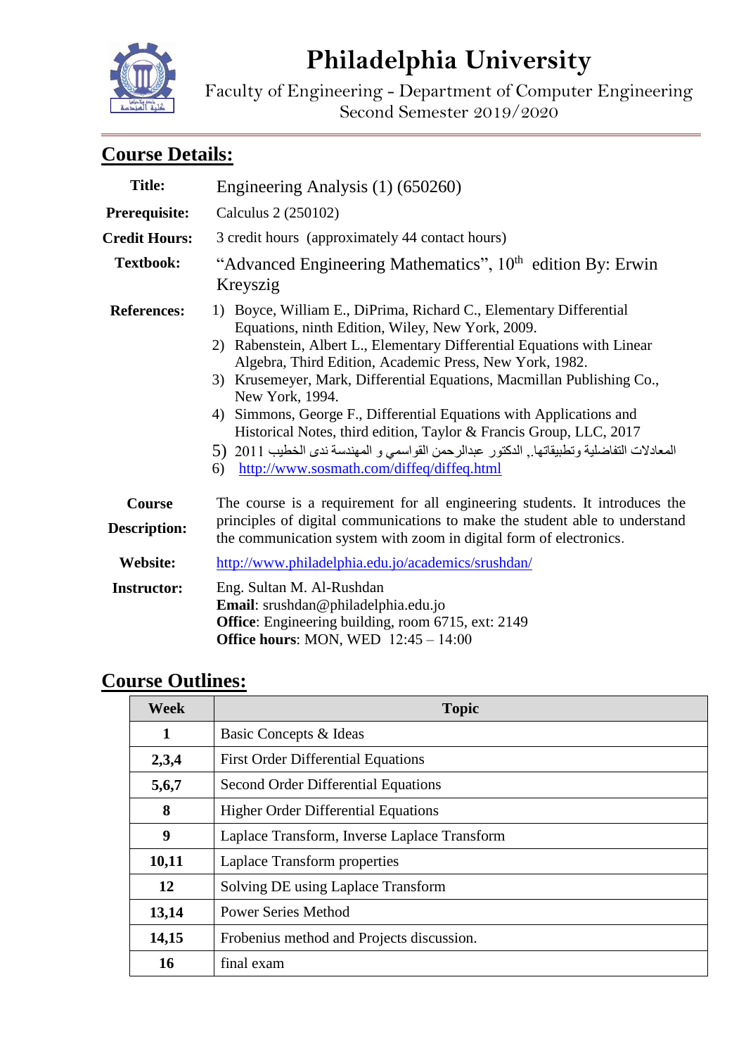# Philadelphia University

Faculty of Engineering - Department of Computer Engineering
Second Semester 2019/2020

## Course Details:

**Title:** Engineering Analysis (1) (650260)

**Prerequisite:** Calculus 2 (250102)

**Credit Hours:** 3 credit hours (approximately 44 contact hours)

**Textbook:** “Advanced Engineering Mathematics”, 10th edition By: Erwin Kreyszig

**References:**

1) Boyce, William E., DiPrima, Richard C., Elementary Differential Equations, ninth Edition, Wiley, New York, 2009.
2) Rabenstein, Albert L., Elementary Differential Equations with Linear Algebra, Third Edition, Academic Press, New York, 1982.
3) Krusemeyer, Mark, Differential Equations, Macmillan Publishing Co., New York, 1994.
4) Simmons, George F., Differential Equations with Applications and Historical Notes, third edition, Taylor & Francis Group, LLC, 2017
5) المعادلات التفاضلية وتطبيقاتها,. الدكتور عبدالرحمن القواسمي و المهندسة ندى الخطيب 2011
6) http://www.sosmath.com/diffeq/diffeq.html

**Course Description:** The course is a requirement for all engineering students. It introduces the principles of digital communications to make the student able to understand the communication system with zoom in digital form of electronics.

**Website:** http://www.philadelphia.edu.jo/academics/srushdan/

**Instructor:** Eng. Sultan M. Al-Rushdan
**Email**: srushdan@philadelphia.edu.jo
**Office**: Engineering building, room 6715, ext: 2149
**Office hours**: MON, WED 12:45 – 14:00

## Course Outlines:

| Week | Topic |
|---|---|
| 1 | Basic Concepts & Ideas |
| 2,3,4 | First Order Differential Equations |
| 5,6,7 | Second Order Differential Equations |
| 8 | Higher Order Differential Equations |
| 9 | Laplace Transform, Inverse Laplace Transform |
| 10,11 | Laplace Transform properties |
| 12 | Solving DE using Laplace Transform |
| 13,14 | Power Series Method |
| 14,15 | Frobenius method and Projects discussion. |
| 16 | final exam |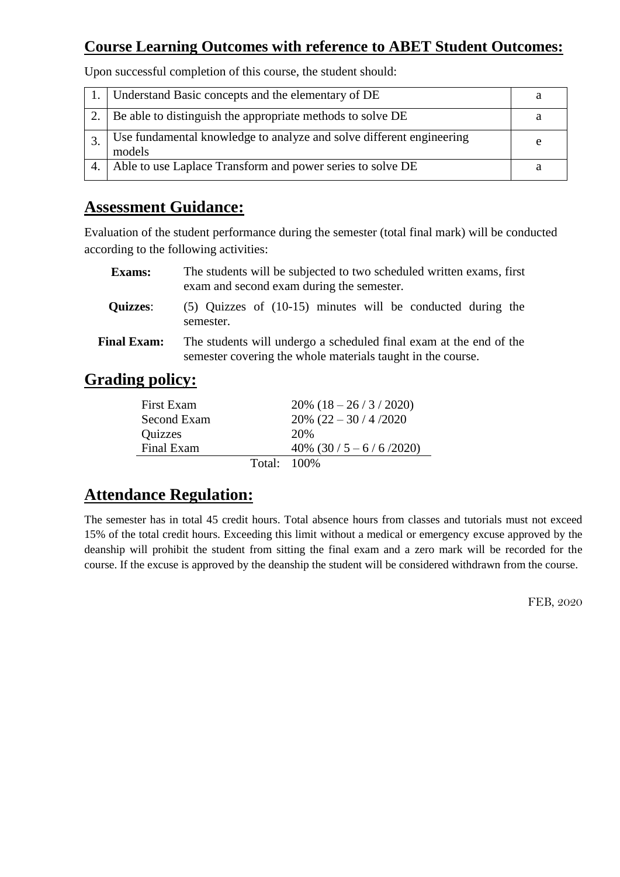## Course Learning Outcomes with reference to ABET Student Outcomes:

Upon successful completion of this course, the student should:

| | | |
|---|---|---|
| 1. | Understand Basic concepts and the elementary of DE | a |
| 2. | Be able to distinguish the appropriate methods to solve DE | a |
| 3. | Use fundamental knowledge to analyze and solve different engineering models | e |
| 4. | Able to use Laplace Transform and power series to solve DE | a |

## Assessment Guidance:

Evaluation of the student performance during the semester (total final mark) will be conducted according to the following activities:

**Exams:** The students will be subjected to two scheduled written exams, first exam and second exam during the semester.

**Quizzes**: (5) Quizzes of (10-15) minutes will be conducted during the semester.

**Final Exam:** The students will undergo a scheduled final exam at the end of the semester covering the whole materials taught in the course.

## Grading policy:

| | |
|---|---|
| First Exam | 20% (18 – 26 / 3 / 2020) |
| Second Exam | 20% (22 – 30 / 4 /2020 |
| Quizzes | 20% |
| Final Exam | 40% (30 / 5 – 6 / 6 /2020) |
| Total: | 100% |

## Attendance Regulation:

The semester has in total 45 credit hours. Total absence hours from classes and tutorials must not exceed 15% of the total credit hours. Exceeding this limit without a medical or emergency excuse approved by the deanship will prohibit the student from sitting the final exam and a zero mark will be recorded for the course. If the excuse is approved by the deanship the student will be considered withdrawn from the course.

FEB, 2020